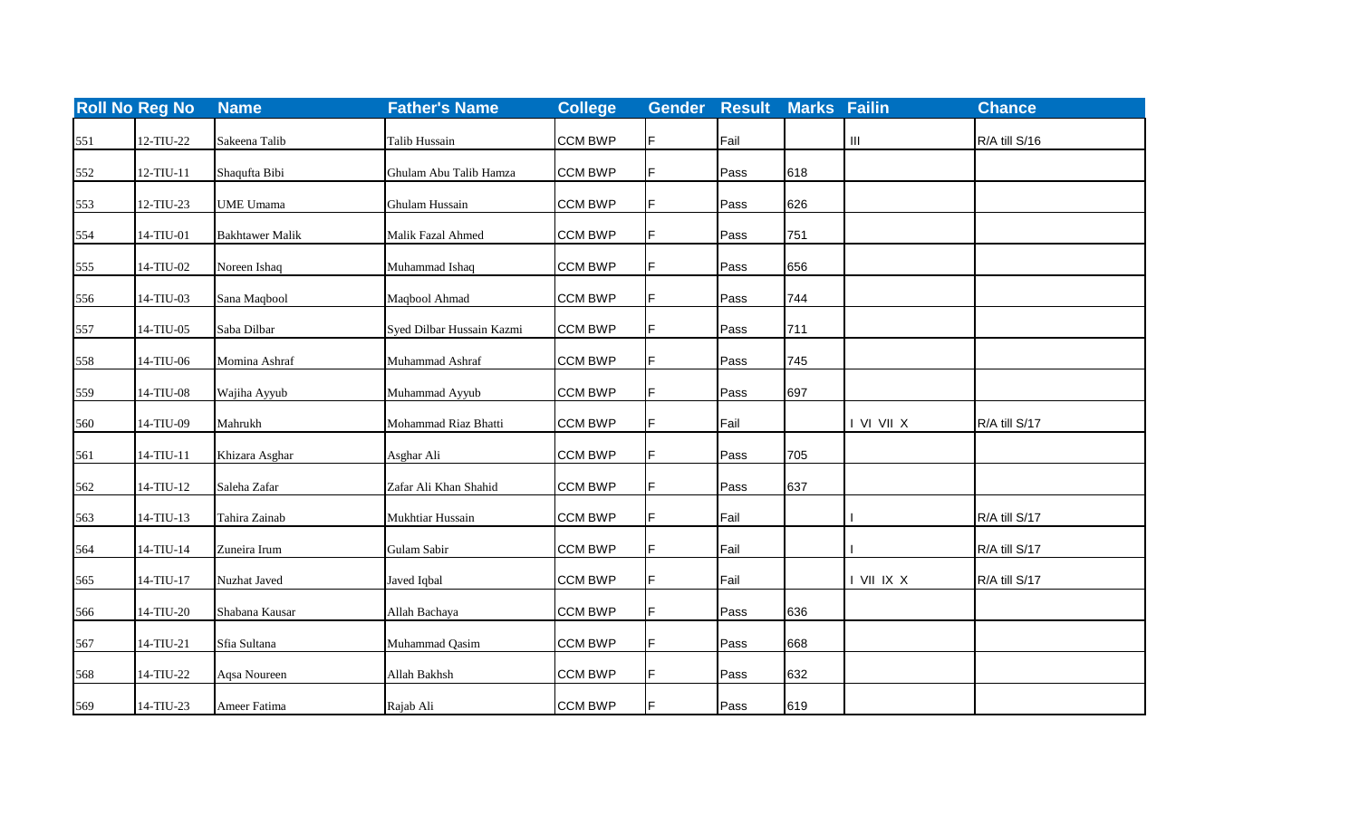| Roll No | Reg No | Name | Father's Name | College | Gender | Result | Marks | Failin | Chance |
|---|---|---|---|---|---|---|---|---|---|
| 551 | 12-TIU-22 | Sakeena Talib | Talib Hussain | CCM BWP | F | Fail | | III | R/A till S/16 |
| 552 | 12-TIU-11 | Shaqufta Bibi | Ghulam Abu Talib Hamza | CCM BWP | F | Pass | 618 | | |
| 553 | 12-TIU-23 | UME Umama | Ghulam Hussain | CCM BWP | F | Pass | 626 | | |
| 554 | 14-TIU-01 | Bakhtawer Malik | Malik Fazal Ahmed | CCM BWP | F | Pass | 751 | | |
| 555 | 14-TIU-02 | Noreen Ishaq | Muhammad Ishaq | CCM BWP | F | Pass | 656 | | |
| 556 | 14-TIU-03 | Sana Maqbool | Maqbool Ahmad | CCM BWP | F | Pass | 744 | | |
| 557 | 14-TIU-05 | Saba Dilbar | Syed Dilbar Hussain Kazmi | CCM BWP | F | Pass | 711 | | |
| 558 | 14-TIU-06 | Momina Ashraf | Muhammad Ashraf | CCM BWP | F | Pass | 745 | | |
| 559 | 14-TIU-08 | Wajiha Ayyub | Muhammad Ayyub | CCM BWP | F | Pass | 697 | | |
| 560 | 14-TIU-09 | Mahrukh | Mohammad Riaz Bhatti | CCM BWP | F | Fail | | I VI VII X | R/A till S/17 |
| 561 | 14-TIU-11 | Khizara Asghar | Asghar Ali | CCM BWP | F | Pass | 705 | | |
| 562 | 14-TIU-12 | Saleha Zafar | Zafar Ali Khan Shahid | CCM BWP | F | Pass | 637 | | |
| 563 | 14-TIU-13 | Tahira Zainab | Mukhtiar Hussain | CCM BWP | F | Fail | | I | R/A till S/17 |
| 564 | 14-TIU-14 | Zuneira Irum | Gulam Sabir | CCM BWP | F | Fail | | I | R/A till S/17 |
| 565 | 14-TIU-17 | Nuzhat Javed | Javed Iqbal | CCM BWP | F | Fail | | I VII IX X | R/A till S/17 |
| 566 | 14-TIU-20 | Shabana Kausar | Allah Bachaya | CCM BWP | F | Pass | 636 | | |
| 567 | 14-TIU-21 | Sfia Sultana | Muhammad Qasim | CCM BWP | F | Pass | 668 | | |
| 568 | 14-TIU-22 | Aqsa Noureen | Allah Bakhsh | CCM BWP | F | Pass | 632 | | |
| 569 | 14-TIU-23 | Ameer Fatima | Rajab Ali | CCM BWP | F | Pass | 619 | | |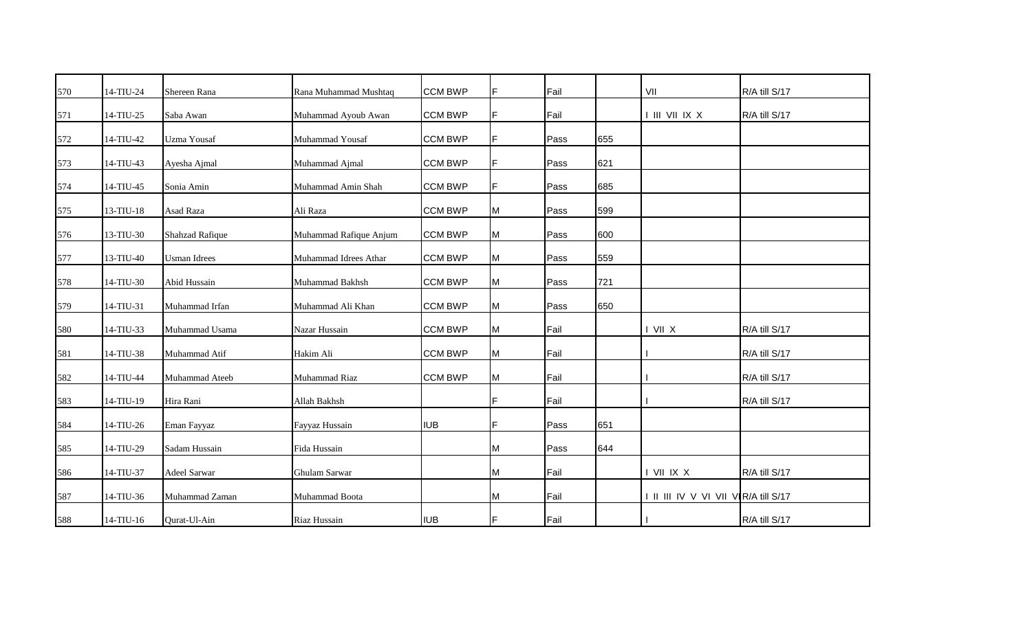| | | | | | | | | | |
|---|---|---|---|---|---|---|---|---|---|
| 570 | 14-TIU-24 | Shereen Rana | Rana Muhammad Mushtaq | CCM BWP | F | Fail | | VII | R/A till S/17 |
| 571 | 14-TIU-25 | Saba Awan | Muhammad Ayoub Awan | CCM BWP | F | Fail | | I III VII IX X | R/A till S/17 |
| 572 | 14-TIU-42 | Uzma Yousaf | Muhammad Yousaf | CCM BWP | F | Pass | 655 | | |
| 573 | 14-TIU-43 | Ayesha Ajmal | Muhammad Ajmal | CCM BWP | F | Pass | 621 | | |
| 574 | 14-TIU-45 | Sonia Amin | Muhammad Amin Shah | CCM BWP | F | Pass | 685 | | |
| 575 | 13-TIU-18 | Asad Raza | Ali Raza | CCM BWP | M | Pass | 599 | | |
| 576 | 13-TIU-30 | Shahzad Rafique | Muhammad Rafique Anjum | CCM BWP | M | Pass | 600 | | |
| 577 | 13-TIU-40 | Usman Idrees | Muhammad Idrees Athar | CCM BWP | M | Pass | 559 | | |
| 578 | 14-TIU-30 | Abid Hussain | Muhammad Bakhsh | CCM BWP | M | Pass | 721 | | |
| 579 | 14-TIU-31 | Muhammad Irfan | Muhammad Ali Khan | CCM BWP | M | Pass | 650 | | |
| 580 | 14-TIU-33 | Muhammad Usama | Nazar Hussain | CCM BWP | M | Fail | | I VII X | R/A till S/17 |
| 581 | 14-TIU-38 | Muhammad Atif | Hakim Ali | CCM BWP | M | Fail | | I | R/A till S/17 |
| 582 | 14-TIU-44 | Muhammad Ateeb | Muhammad Riaz | CCM BWP | M | Fail | | I | R/A till S/17 |
| 583 | 14-TIU-19 | Hira Rani | Allah Bakhsh | | F | Fail | | I | R/A till S/17 |
| 584 | 14-TIU-26 | Eman Fayyaz | Fayyaz Hussain | IUB | F | Pass | 651 | | |
| 585 | 14-TIU-29 | Sadam Hussain | Fida Hussain | | M | Pass | 644 | | |
| 586 | 14-TIU-37 | Adeel Sarwar | Ghulam Sarwar | | M | Fail | | I VII IX X | R/A till S/17 |
| 587 | 14-TIU-36 | Muhammad Zaman | Muhammad Boota | | M | Fail | | I II III IV V VI VII VI | R/A till S/17 |
| 588 | 14-TIU-16 | Qurat-Ul-Ain | Riaz Hussain | IUB | F | Fail | | I | R/A till S/17 |